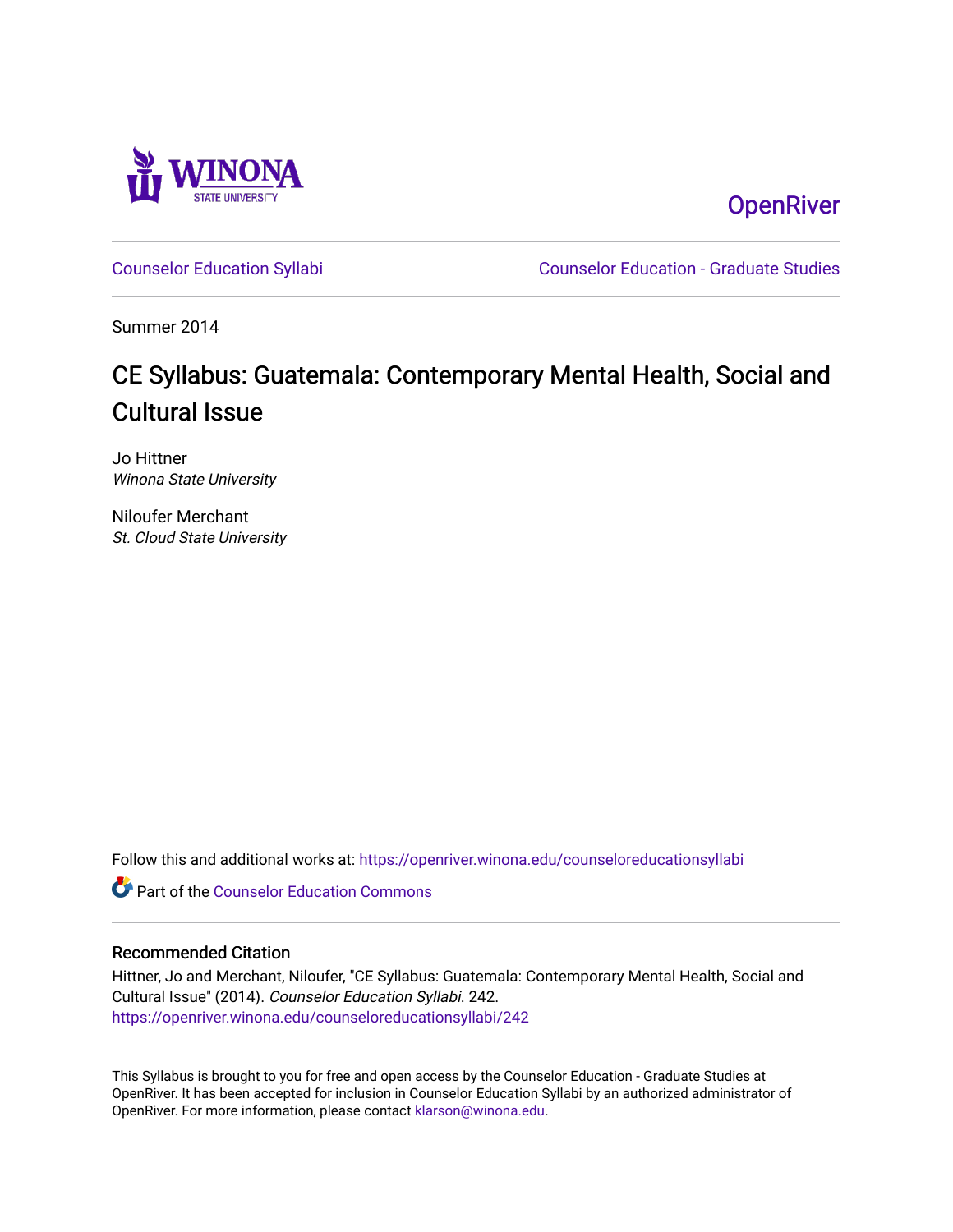WINONA STATE UNIVERSITY

OpenRiver

Counselor Education Syllabi

Counselor Education - Graduate Studies

Summer 2014

# CE Syllabus: Guatemala: Contemporary Mental Health, Social and Cultural Issue

Jo Hittner
*Winona State University*

Niloufer Merchant
*St. Cloud State University*

Follow this and additional works at: https://openriver.winona.edu/counseloreducationsyllabi

Part of the Counselor Education Commons

## Recommended Citation

Hittner, Jo and Merchant, Niloufer, "CE Syllabus: Guatemala: Contemporary Mental Health, Social and Cultural Issue" (2014). *Counselor Education Syllabi*. 242.
https://openriver.winona.edu/counseloreducationsyllabi/242

This Syllabus is brought to you for free and open access by the Counselor Education - Graduate Studies at OpenRiver. It has been accepted for inclusion in Counselor Education Syllabi by an authorized administrator of OpenRiver. For more information, please contact klarson@winona.edu.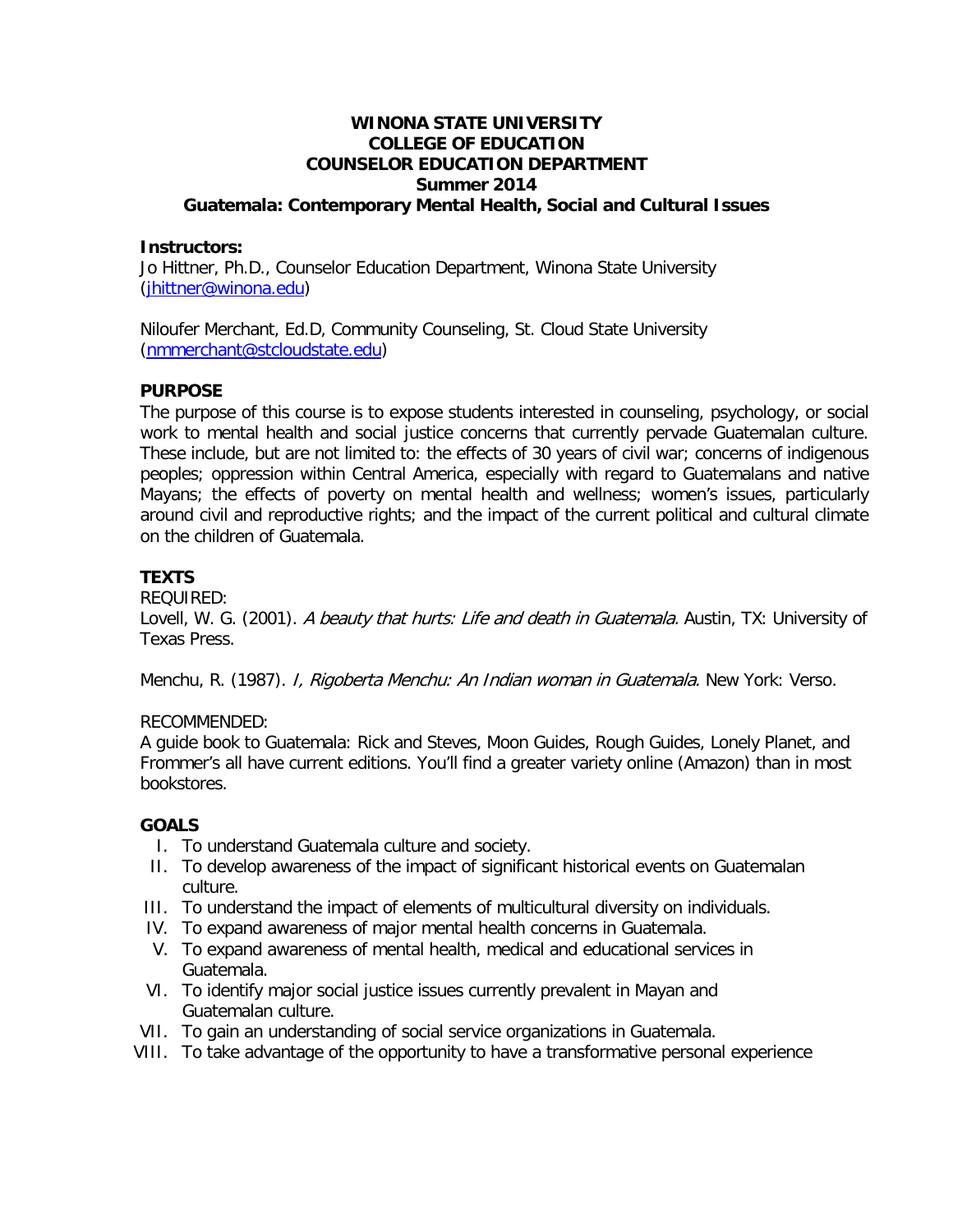**WINONA STATE UNIVERSITY**
**COLLEGE OF EDUCATION**
**COUNSELOR EDUCATION DEPARTMENT**
**Summer 2014**
**Guatemala: Contemporary Mental Health, Social and Cultural Issues**

**Instructors:**
Jo Hittner, Ph.D., Counselor Education Department, Winona State University (jhittner@winona.edu)

Niloufer Merchant, Ed.D, Community Counseling, St. Cloud State University (nmmerchant@stcloudstate.edu)

## PURPOSE

The purpose of this course is to expose students interested in counseling, psychology, or social work to mental health and social justice concerns that currently pervade Guatemalan culture. These include, but are not limited to: the effects of 30 years of civil war; concerns of indigenous peoples; oppression within Central America, especially with regard to Guatemalans and native Mayans; the effects of poverty on mental health and wellness; women's issues, particularly around civil and reproductive rights; and the impact of the current political and cultural climate on the children of Guatemala.

## TEXTS

REQUIRED:
Lovell, W. G. (2001). *A beauty that hurts: Life and death in Guatemala.* Austin, TX: University of Texas Press.

Menchu, R. (1987). *I, Rigoberta Menchu: An Indian woman in Guatemala.* New York: Verso.

RECOMMENDED:
A guide book to Guatemala: Rick and Steves, Moon Guides, Rough Guides, Lonely Planet, and Frommer's all have current editions. You'll find a greater variety online (Amazon) than in most bookstores.

## GOALS

I. To understand Guatemala culture and society.
II. To develop awareness of the impact of significant historical events on Guatemalan culture.
III. To understand the impact of elements of multicultural diversity on individuals.
IV. To expand awareness of major mental health concerns in Guatemala.
V. To expand awareness of mental health, medical and educational services in Guatemala.
VI. To identify major social justice issues currently prevalent in Mayan and Guatemalan culture.
VII. To gain an understanding of social service organizations in Guatemala.
VIII. To take advantage of the opportunity to have a transformative personal experience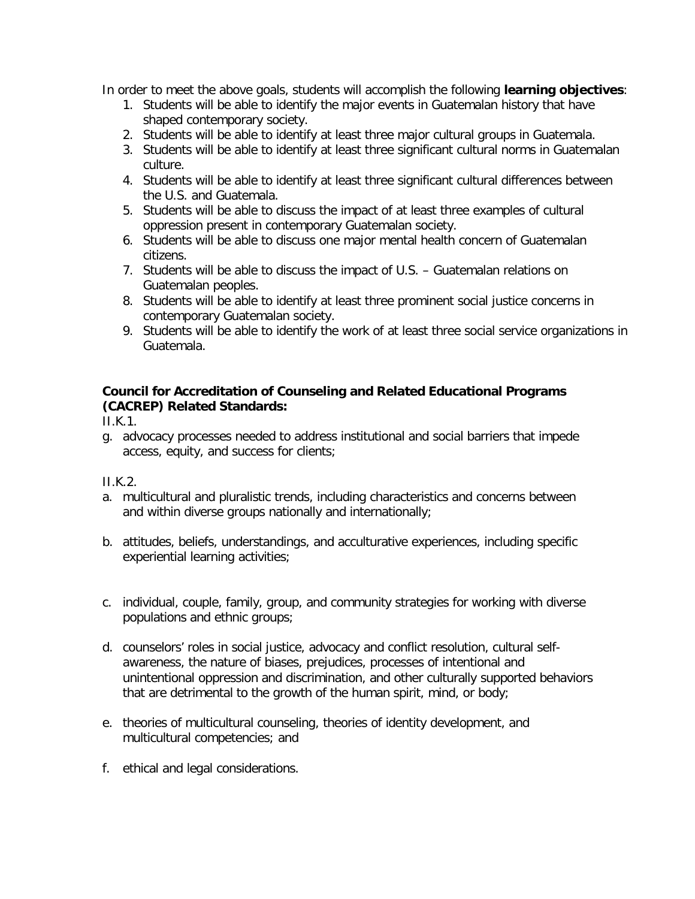In order to meet the above goals, students will accomplish the following **learning objectives**:

1. Students will be able to identify the major events in Guatemalan history that have shaped contemporary society.
2. Students will be able to identify at least three major cultural groups in Guatemala.
3. Students will be able to identify at least three significant cultural norms in Guatemalan culture.
4. Students will be able to identify at least three significant cultural differences between the U.S. and Guatemala.
5. Students will be able to discuss the impact of at least three examples of cultural oppression present in contemporary Guatemalan society.
6. Students will be able to discuss one major mental health concern of Guatemalan citizens.
7. Students will be able to discuss the impact of U.S. – Guatemalan relations on Guatemalan peoples.
8. Students will be able to identify at least three prominent social justice concerns in contemporary Guatemalan society.
9. Students will be able to identify the work of at least three social service organizations in Guatemala.

**Council for Accreditation of Counseling and Related Educational Programs (CACREP) Related Standards:**

II.K.1.

g. advocacy processes needed to address institutional and social barriers that impede access, equity, and success for clients;

II.K.2.

a. multicultural and pluralistic trends, including characteristics and concerns between and within diverse groups nationally and internationally;

b. attitudes, beliefs, understandings, and acculturative experiences, including specific experiential learning activities;

c. individual, couple, family, group, and community strategies for working with diverse populations and ethnic groups;

d. counselors' roles in social justice, advocacy and conflict resolution, cultural self-awareness, the nature of biases, prejudices, processes of intentional and unintentional oppression and discrimination, and other culturally supported behaviors that are detrimental to the growth of the human spirit, mind, or body;

e. theories of multicultural counseling, theories of identity development, and multicultural competencies; and

f. ethical and legal considerations.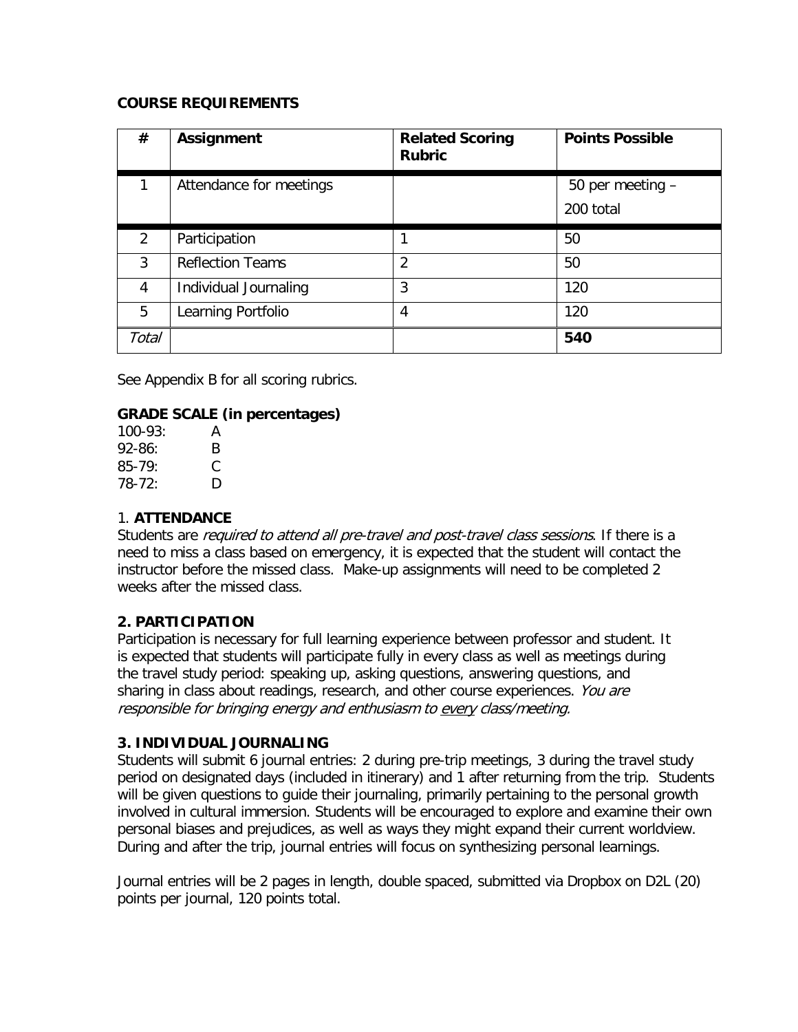**COURSE REQUIREMENTS**

| # | Assignment | Related Scoring Rubric | Points Possible |
|---|---|---|---|
| 1 | Attendance for meetings | | 50 per meeting – 200 total |
| 2 | Participation | 1 | 50 |
| 3 | Reflection Teams | 2 | 50 |
| 4 | Individual Journaling | 3 | 120 |
| 5 | Learning Portfolio | 4 | 120 |
| *Total* | | | **540** |

See Appendix B for all scoring rubrics.

**GRADE SCALE (in percentages)**

100-93: A
92-86: B
85-79: C
78-72: D

### 1. **ATTENDANCE**

Students are *required to attend all pre-travel and post-travel class sessions*. If there is a need to miss a class based on emergency, it is expected that the student will contact the instructor before the missed class. Make-up assignments will need to be completed 2 weeks after the missed class.

### 2. PARTICIPATION

Participation is necessary for full learning experience between professor and student. It is expected that students will participate fully in every class as well as meetings during the travel study period: speaking up, asking questions, answering questions, and sharing in class about readings, research, and other course experiences. *You are responsible for bringing energy and enthusiasm to every class/meeting.*

### 3. INDIVIDUAL JOURNALING

Students will submit 6 journal entries: 2 during pre-trip meetings, 3 during the travel study period on designated days (included in itinerary) and 1 after returning from the trip. Students will be given questions to guide their journaling, primarily pertaining to the personal growth involved in cultural immersion. Students will be encouraged to explore and examine their own personal biases and prejudices, as well as ways they might expand their current worldview. During and after the trip, journal entries will focus on synthesizing personal learnings.

Journal entries will be 2 pages in length, double spaced, submitted via Dropbox on D2L (20) points per journal, 120 points total.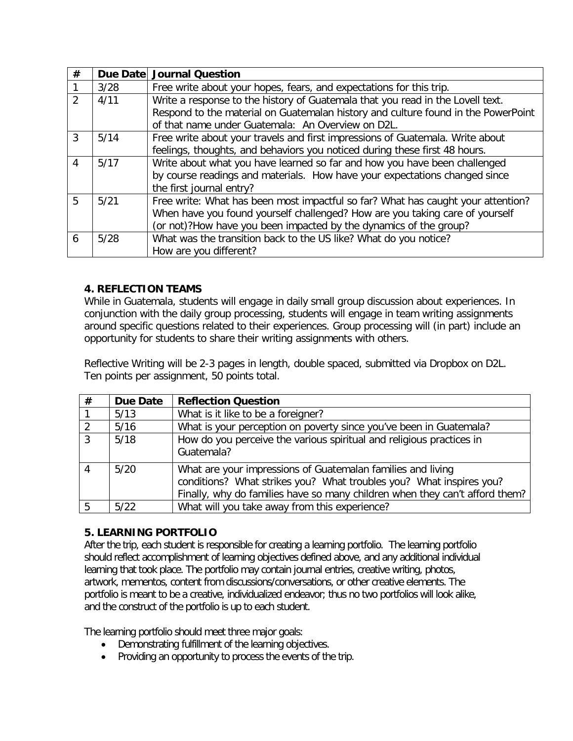| # | Due Date | Journal Question |
|---|---|---|
| 1 | 3/28 | Free write about your hopes, fears, and expectations for this trip. |
| 2 | 4/11 | Write a response to the history of Guatemala that you read in the Lovell text. Respond to the material on Guatemalan history and culture found in the PowerPoint of that name under Guatemala: An Overview on D2L. |
| 3 | 5/14 | Free write about your travels and first impressions of Guatemala. Write about feelings, thoughts, and behaviors you noticed during these first 48 hours. |
| 4 | 5/17 | Write about what you have learned so far and how you have been challenged by course readings and materials. How have your expectations changed since the first journal entry? |
| 5 | 5/21 | Free write: What has been most impactful so far? What has caught your attention? When have you found yourself challenged? How are you taking care of yourself (or not)?How have you been impacted by the dynamics of the group? |
| 6 | 5/28 | What was the transition back to the US like? What do you notice? How are you different? |

### 4. REFLECTION TEAMS

While in Guatemala, students will engage in daily small group discussion about experiences. In conjunction with the daily group processing, students will engage in team writing assignments around specific questions related to their experiences. Group processing will (in part) include an opportunity for students to share their writing assignments with others.

Reflective Writing will be 2-3 pages in length, double spaced, submitted via Dropbox on D2L. Ten points per assignment, 50 points total.

| # | Due Date | Reflection Question |
|---|---|---|
| 1 | 5/13 | What is it like to be a foreigner? |
| 2 | 5/16 | What is your perception on poverty since you've been in Guatemala? |
| 3 | 5/18 | How do you perceive the various spiritual and religious practices in Guatemala? |
| 4 | 5/20 | What are your impressions of Guatemalan families and living conditions? What strikes you? What troubles you? What inspires you? Finally, why do families have so many children when they can't afford them? |
| 5 | 5/22 | What will you take away from this experience? |

### 5. LEARNING PORTFOLIO

After the trip, each student is responsible for creating a learning portfolio. The learning portfolio should reflect accomplishment of learning objectives defined above, and any additional individual learning that took place. The portfolio may contain journal entries, creative writing, photos, artwork, mementos, content from discussions/conversations, or other creative elements. The portfolio is meant to be a creative, individualized endeavor; thus no two portfolios will look alike, and the construct of the portfolio is up to each student.

The learning portfolio should meet three major goals:

- Demonstrating fulfillment of the learning objectives.
- Providing an opportunity to process the events of the trip.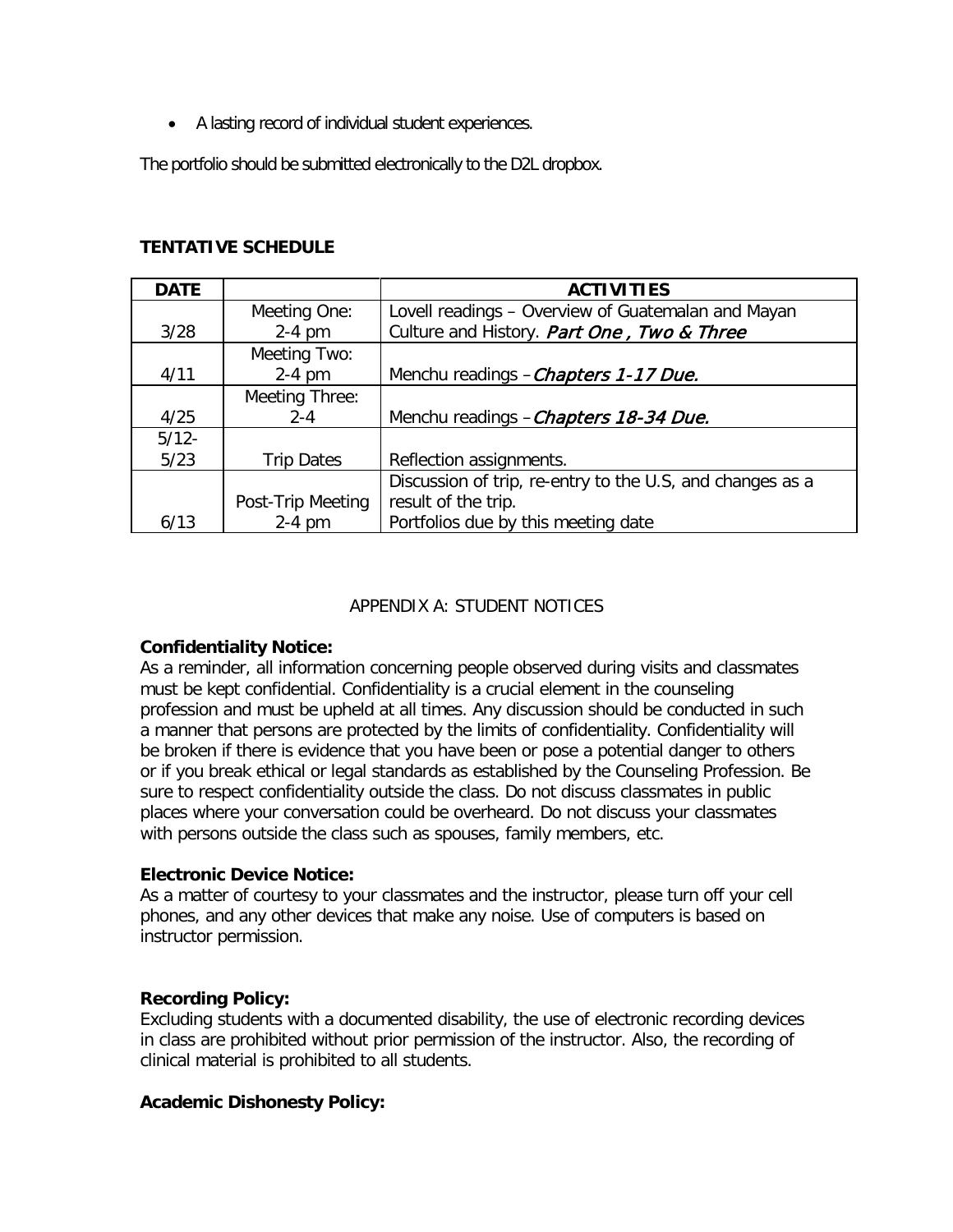- A lasting record of individual student experiences.

The portfolio should be submitted electronically to the D2L dropbox.

## TENTATIVE SCHEDULE

| DATE | | ACTIVITIES |
|---|---|---|
| 3/28 | Meeting One: 2-4 pm | Lovell readings – Overview of Guatemalan and Mayan Culture and History. *Part One , Two & Three* |
| 4/11 | Meeting Two: 2-4 pm | Menchu readings – ***Chapters 1-17 Due.*** |
| 4/25 | Meeting Three: 2-4 | Menchu readings – ***Chapters 18-34 Due.*** |
| 5/12-5/23 | Trip Dates | Reflection assignments. |
| 6/13 | Post-Trip Meeting 2-4 pm | Discussion of trip, re-entry to the U.S, and changes as a result of the trip. Portfolios due by this meeting date |

## APPENDIX A: STUDENT NOTICES

**Confidentiality Notice:**
As a reminder, all information concerning people observed during visits and classmates must be kept confidential. Confidentiality is a crucial element in the counseling profession and must be upheld at all times. Any discussion should be conducted in such a manner that persons are protected by the limits of confidentiality. Confidentiality will be broken if there is evidence that you have been or pose a potential danger to others or if you break ethical or legal standards as established by the Counseling Profession. Be sure to respect confidentiality outside the class. Do not discuss classmates in public places where your conversation could be overheard. Do not discuss your classmates with persons outside the class such as spouses, family members, etc.

**Electronic Device Notice:**
As a matter of courtesy to your classmates and the instructor, please turn off your cell phones, and any other devices that make any noise. Use of computers is based on instructor permission.

**Recording Policy:**
Excluding students with a documented disability, the use of electronic recording devices in class are prohibited without prior permission of the instructor. Also, the recording of clinical material is prohibited to all students.

**Academic Dishonesty Policy:**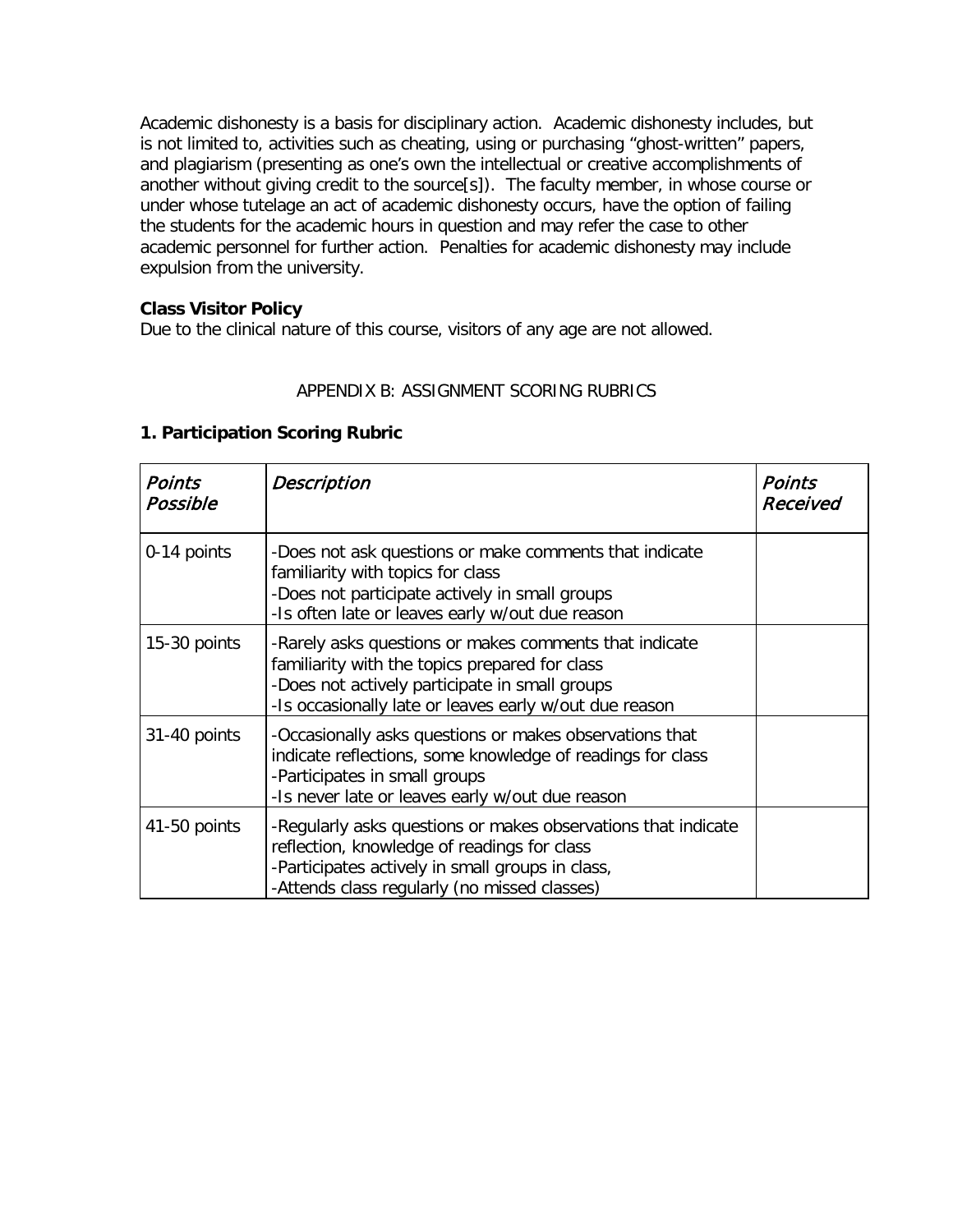Academic dishonesty is a basis for disciplinary action. Academic dishonesty includes, but is not limited to, activities such as cheating, using or purchasing "ghost-written" papers, and plagiarism (presenting as one's own the intellectual or creative accomplishments of another without giving credit to the source[s]). The faculty member, in whose course or under whose tutelage an act of academic dishonesty occurs, have the option of failing the students for the academic hours in question and may refer the case to other academic personnel for further action. Penalties for academic dishonesty may include expulsion from the university.

**Class Visitor Policy**

Due to the clinical nature of this course, visitors of any age are not allowed.

APPENDIX B: ASSIGNMENT SCORING RUBRICS

**1. Participation Scoring Rubric**

| *Points Possible* | *Description* | *Points Received* |
|---|---|---|
| 0-14 points | -Does not ask questions or make comments that indicate familiarity with topics for class<br>-Does not participate actively in small groups<br>-Is often late or leaves early w/out due reason | |
| 15-30 points | -Rarely asks questions or makes comments that indicate familiarity with the topics prepared for class<br>-Does not actively participate in small groups<br>-Is occasionally late or leaves early w/out due reason | |
| 31-40 points | -Occasionally asks questions or makes observations that indicate reflections, some knowledge of readings for class<br>-Participates in small groups<br>-Is never late or leaves early w/out due reason | |
| 41-50 points | -Regularly asks questions or makes observations that indicate reflection, knowledge of readings for class<br>-Participates actively in small groups in class,<br>-Attends class regularly (no missed classes) | |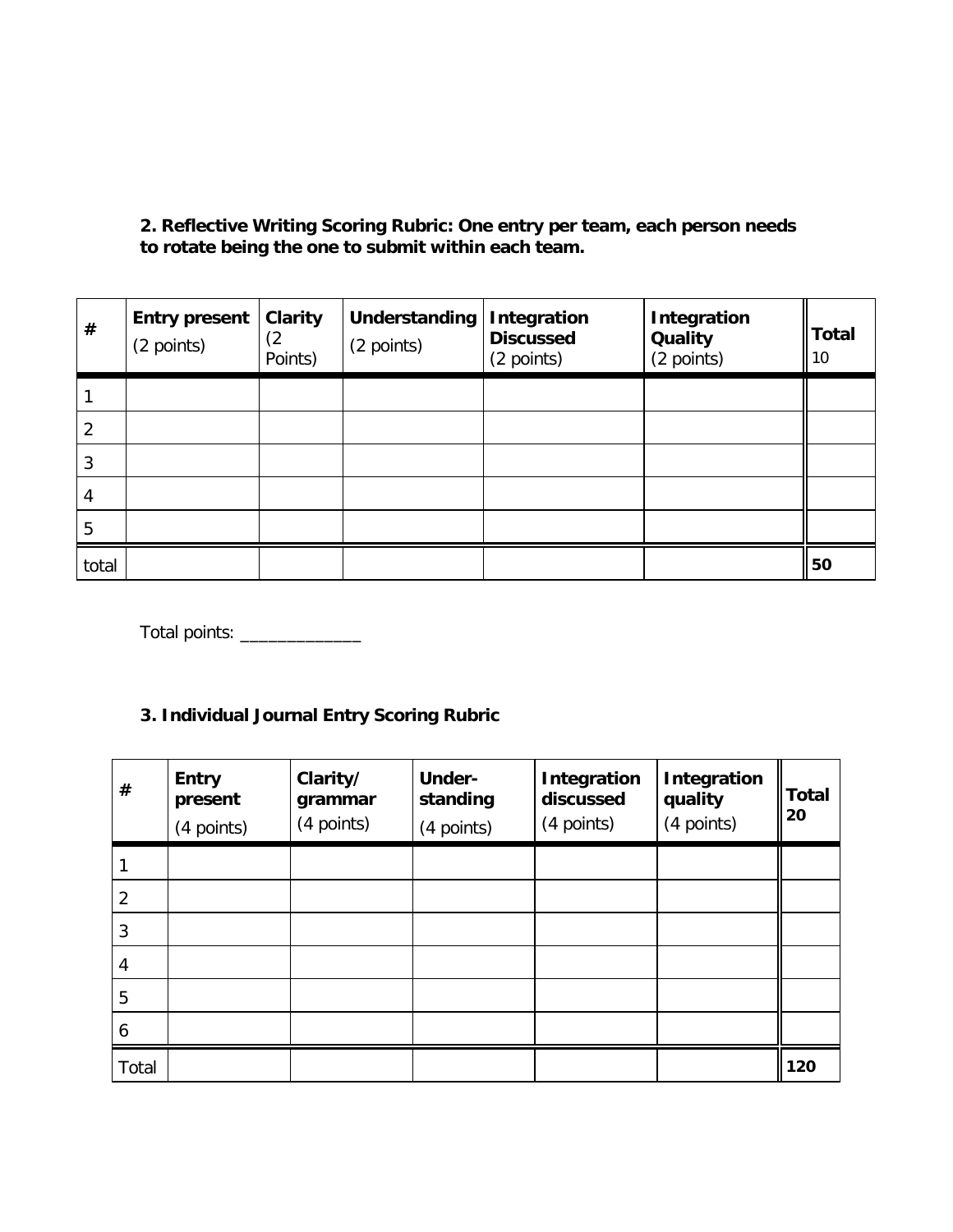**2. Reflective Writing Scoring Rubric: One entry per team, each person needs to rotate being the one to submit within each team.**

| # | **Entry present** (2 points) | **Clarity** (2 Points) | **Understanding** (2 points) | **Integration Discussed** (2 points) | **Integration Quality** (2 points) | **Total** 10 |
|---|---|---|---|---|---|---|
| 1 | | | | | | |
| 2 | | | | | | |
| 3 | | | | | | |
| 4 | | | | | | |
| 5 | | | | | | |
| total | | | | | | **50** |

Total points: _____________

**3. Individual Journal Entry Scoring Rubric**

| # | **Entry present** (4 points) | **Clarity/ grammar** (4 points) | **Under-standing** (4 points) | **Integration discussed** (4 points) | **Integration quality** (4 points) | **Total 20** |
|---|---|---|---|---|---|---|
| 1 | | | | | | |
| 2 | | | | | | |
| 3 | | | | | | |
| 4 | | | | | | |
| 5 | | | | | | |
| 6 | | | | | | |
| Total | | | | | | **120** |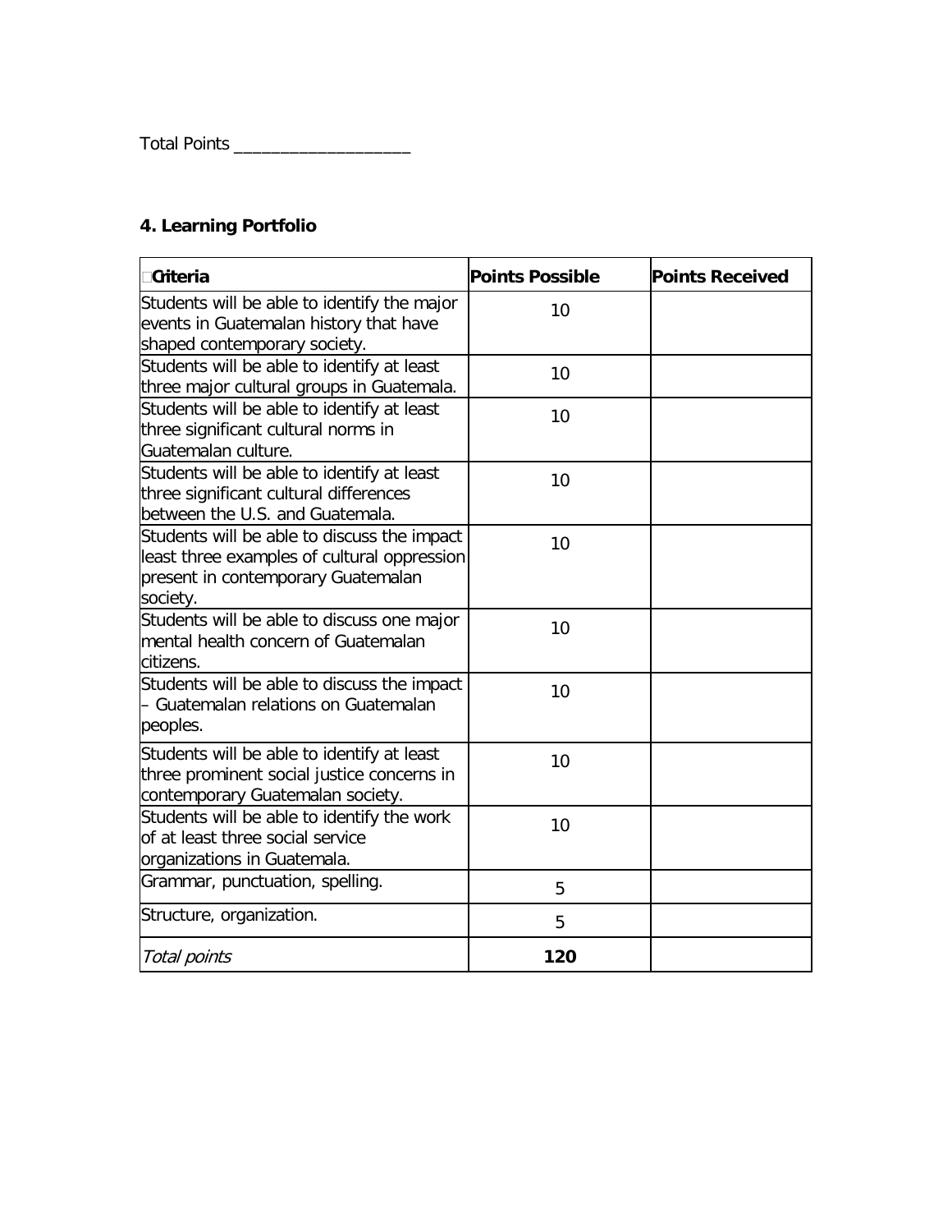Total Points ___________________

### 4. Learning Portfolio

| Criteria | Points Possible | Points Received |
|---|---|---|
| Students will be able to identify the major events in Guatemalan history that have shaped contemporary society. | 10 | |
| Students will be able to identify at least three major cultural groups in Guatemala. | 10 | |
| Students will be able to identify at least three significant cultural norms in Guatemalan culture. | 10 | |
| Students will be able to identify at least three significant cultural differences between the U.S. and Guatemala. | 10 | |
| Students will be able to discuss the impact least three examples of cultural oppression present in contemporary Guatemalan society. | 10 | |
| Students will be able to discuss one major mental health concern of Guatemalan citizens. | 10 | |
| Students will be able to discuss the impact – Guatemalan relations on Guatemalan peoples. | 10 | |
| Students will be able to identify at least three prominent social justice concerns in contemporary Guatemalan society. | 10 | |
| Students will be able to identify the work of at least three social service organizations in Guatemala. | 10 | |
| Grammar, punctuation, spelling. | 5 | |
| Structure, organization. | 5 | |
| *Total points* | **120** | |